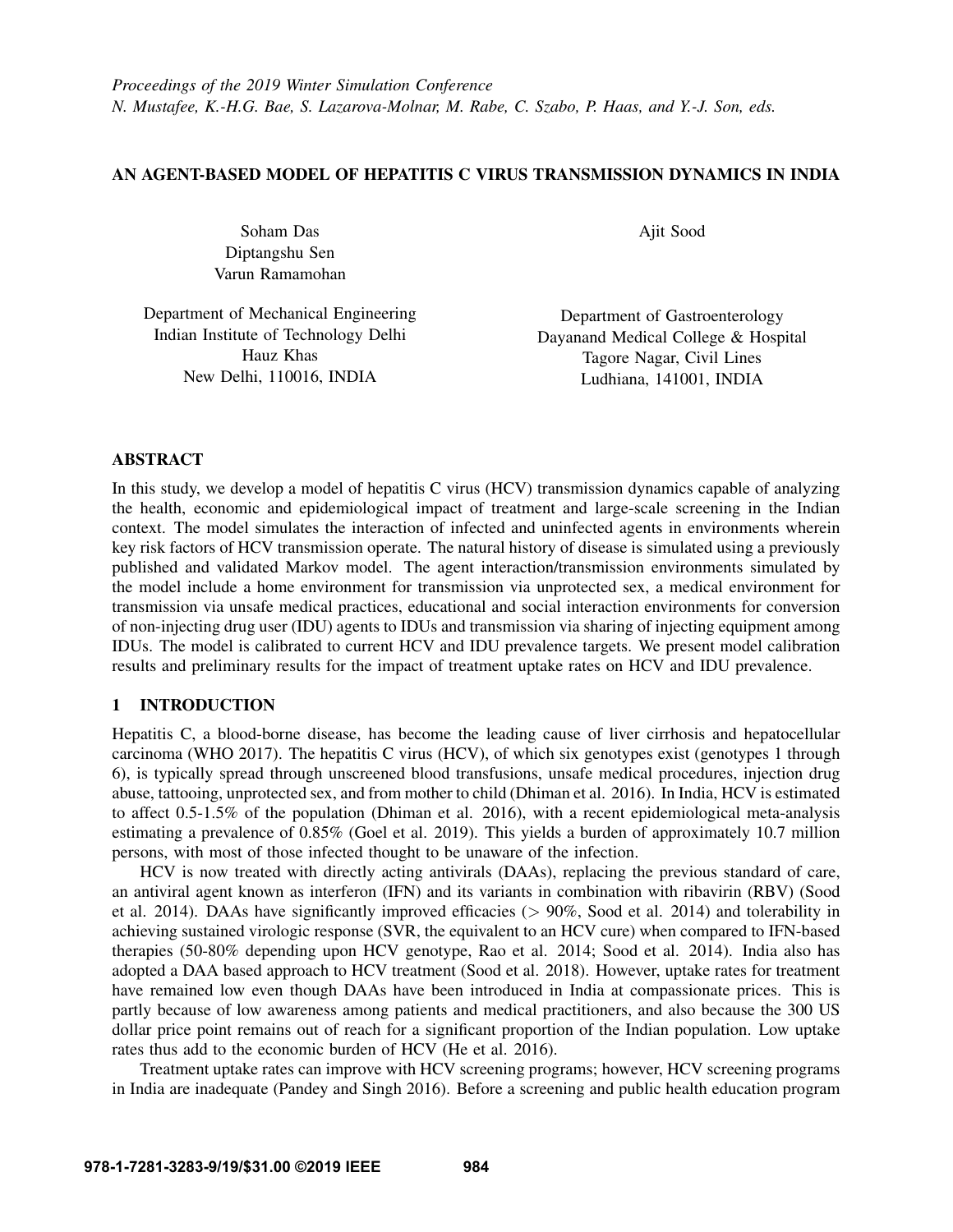*Proceedings of the 2019 Winter Simulation Conference*
*N. Mustafee, K.-H.G. Bae, S. Lazarova-Molnar, M. Rabe, C. Szabo, P. Haas, and Y.-J. Son, eds.*

# AN AGENT-BASED MODEL OF HEPATITIS C VIRUS TRANSMISSION DYNAMICS IN INDIA

Soham Das
Diptangshu Sen
Varun Ramamohan

Department of Mechanical Engineering
Indian Institute of Technology Delhi
Hauz Khas
New Delhi, 110016, INDIA

Ajit Sood

Department of Gastroenterology
Dayanand Medical College & Hospital
Tagore Nagar, Civil Lines
Ludhiana, 141001, INDIA

## ABSTRACT

In this study, we develop a model of hepatitis C virus (HCV) transmission dynamics capable of analyzing the health, economic and epidemiological impact of treatment and large-scale screening in the Indian context. The model simulates the interaction of infected and uninfected agents in environments wherein key risk factors of HCV transmission operate. The natural history of disease is simulated using a previously published and validated Markov model. The agent interaction/transmission environments simulated by the model include a home environment for transmission via unprotected sex, a medical environment for transmission via unsafe medical practices, educational and social interaction environments for conversion of non-injecting drug user (IDU) agents to IDUs and transmission via sharing of injecting equipment among IDUs. The model is calibrated to current HCV and IDU prevalence targets. We present model calibration results and preliminary results for the impact of treatment uptake rates on HCV and IDU prevalence.

## 1 INTRODUCTION

Hepatitis C, a blood-borne disease, has become the leading cause of liver cirrhosis and hepatocellular carcinoma (WHO 2017). The hepatitis C virus (HCV), of which six genotypes exist (genotypes 1 through 6), is typically spread through unscreened blood transfusions, unsafe medical procedures, injection drug abuse, tattooing, unprotected sex, and from mother to child (Dhiman et al. 2016). In India, HCV is estimated to affect 0.5-1.5% of the population (Dhiman et al. 2016), with a recent epidemiological meta-analysis estimating a prevalence of 0.85% (Goel et al. 2019). This yields a burden of approximately 10.7 million persons, with most of those infected thought to be unaware of the infection.

HCV is now treated with directly acting antivirals (DAAs), replacing the previous standard of care, an antiviral agent known as interferon (IFN) and its variants in combination with ribavirin (RBV) (Sood et al. 2014). DAAs have significantly improved efficacies (> 90%, Sood et al. 2014) and tolerability in achieving sustained virologic response (SVR, the equivalent to an HCV cure) when compared to IFN-based therapies (50-80% depending upon HCV genotype, Rao et al. 2014; Sood et al. 2014). India also has adopted a DAA based approach to HCV treatment (Sood et al. 2018). However, uptake rates for treatment have remained low even though DAAs have been introduced in India at compassionate prices. This is partly because of low awareness among patients and medical practitioners, and also because the 300 US dollar price point remains out of reach for a significant proportion of the Indian population. Low uptake rates thus add to the economic burden of HCV (He et al. 2016).

Treatment uptake rates can improve with HCV screening programs; however, HCV screening programs in India are inadequate (Pandey and Singh 2016). Before a screening and public health education program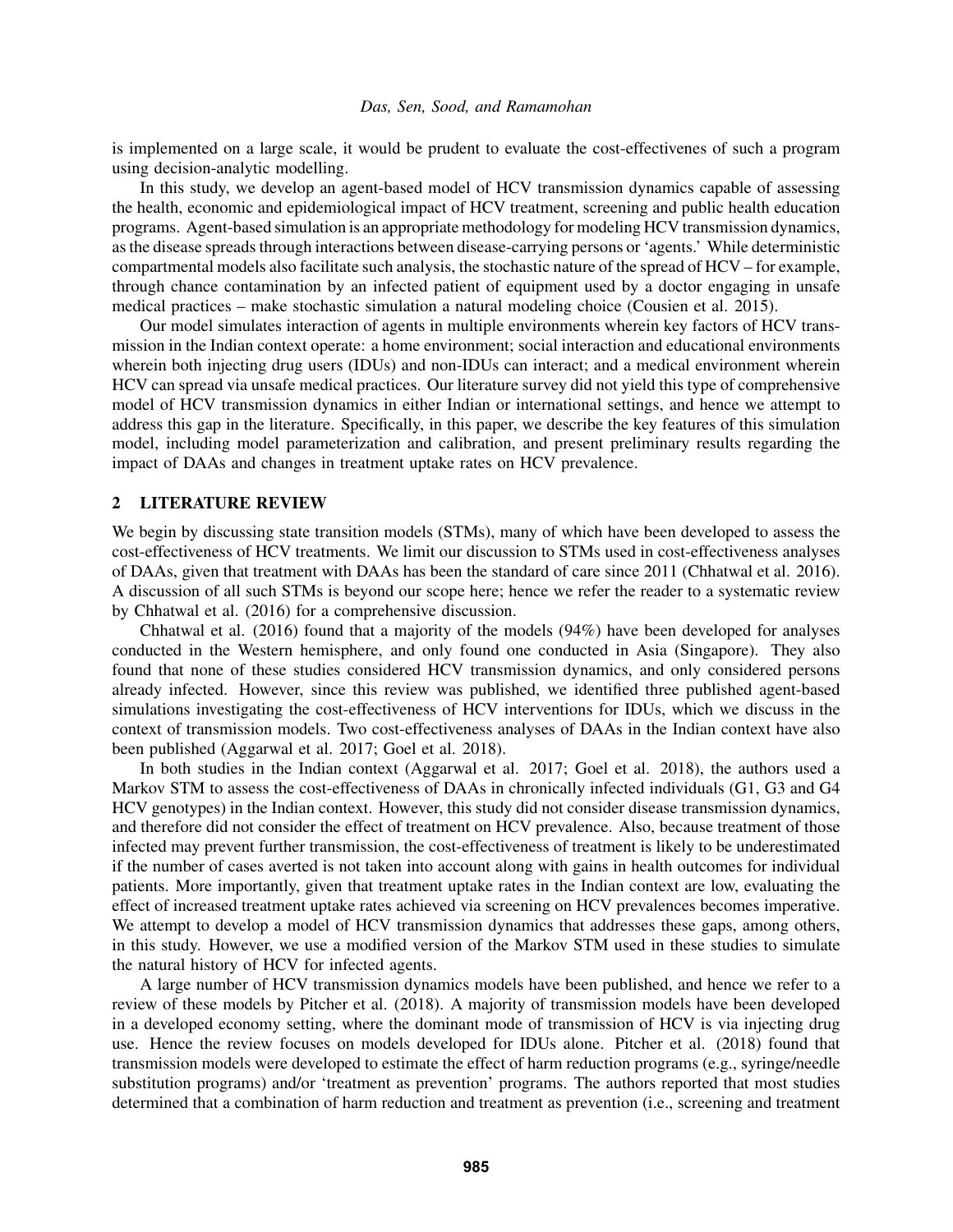is implemented on a large scale, it would be prudent to evaluate the cost-effectivenes of such a program using decision-analytic modelling.

In this study, we develop an agent-based model of HCV transmission dynamics capable of assessing the health, economic and epidemiological impact of HCV treatment, screening and public health education programs. Agent-based simulation is an appropriate methodology for modeling HCV transmission dynamics, as the disease spreads through interactions between disease-carrying persons or 'agents.' While deterministic compartmental models also facilitate such analysis, the stochastic nature of the spread of HCV – for example, through chance contamination by an infected patient of equipment used by a doctor engaging in unsafe medical practices – make stochastic simulation a natural modeling choice (Cousien et al. 2015).

Our model simulates interaction of agents in multiple environments wherein key factors of HCV transmission in the Indian context operate: a home environment; social interaction and educational environments wherein both injecting drug users (IDUs) and non-IDUs can interact; and a medical environment wherein HCV can spread via unsafe medical practices. Our literature survey did not yield this type of comprehensive model of HCV transmission dynamics in either Indian or international settings, and hence we attempt to address this gap in the literature. Specifically, in this paper, we describe the key features of this simulation model, including model parameterization and calibration, and present preliminary results regarding the impact of DAAs and changes in treatment uptake rates on HCV prevalence.

## 2 LITERATURE REVIEW

We begin by discussing state transition models (STMs), many of which have been developed to assess the cost-effectiveness of HCV treatments. We limit our discussion to STMs used in cost-effectiveness analyses of DAAs, given that treatment with DAAs has been the standard of care since 2011 (Chhatwal et al. 2016). A discussion of all such STMs is beyond our scope here; hence we refer the reader to a systematic review by Chhatwal et al. (2016) for a comprehensive discussion.

Chhatwal et al. (2016) found that a majority of the models (94%) have been developed for analyses conducted in the Western hemisphere, and only found one conducted in Asia (Singapore). They also found that none of these studies considered HCV transmission dynamics, and only considered persons already infected. However, since this review was published, we identified three published agent-based simulations investigating the cost-effectiveness of HCV interventions for IDUs, which we discuss in the context of transmission models. Two cost-effectiveness analyses of DAAs in the Indian context have also been published (Aggarwal et al. 2017; Goel et al. 2018).

In both studies in the Indian context (Aggarwal et al. 2017; Goel et al. 2018), the authors used a Markov STM to assess the cost-effectiveness of DAAs in chronically infected individuals (G1, G3 and G4 HCV genotypes) in the Indian context. However, this study did not consider disease transmission dynamics, and therefore did not consider the effect of treatment on HCV prevalence. Also, because treatment of those infected may prevent further transmission, the cost-effectiveness of treatment is likely to be underestimated if the number of cases averted is not taken into account along with gains in health outcomes for individual patients. More importantly, given that treatment uptake rates in the Indian context are low, evaluating the effect of increased treatment uptake rates achieved via screening on HCV prevalences becomes imperative. We attempt to develop a model of HCV transmission dynamics that addresses these gaps, among others, in this study. However, we use a modified version of the Markov STM used in these studies to simulate the natural history of HCV for infected agents.

A large number of HCV transmission dynamics models have been published, and hence we refer to a review of these models by Pitcher et al. (2018). A majority of transmission models have been developed in a developed economy setting, where the dominant mode of transmission of HCV is via injecting drug use. Hence the review focuses on models developed for IDUs alone. Pitcher et al. (2018) found that transmission models were developed to estimate the effect of harm reduction programs (e.g., syringe/needle substitution programs) and/or 'treatment as prevention' programs. The authors reported that most studies determined that a combination of harm reduction and treatment as prevention (i.e., screening and treatment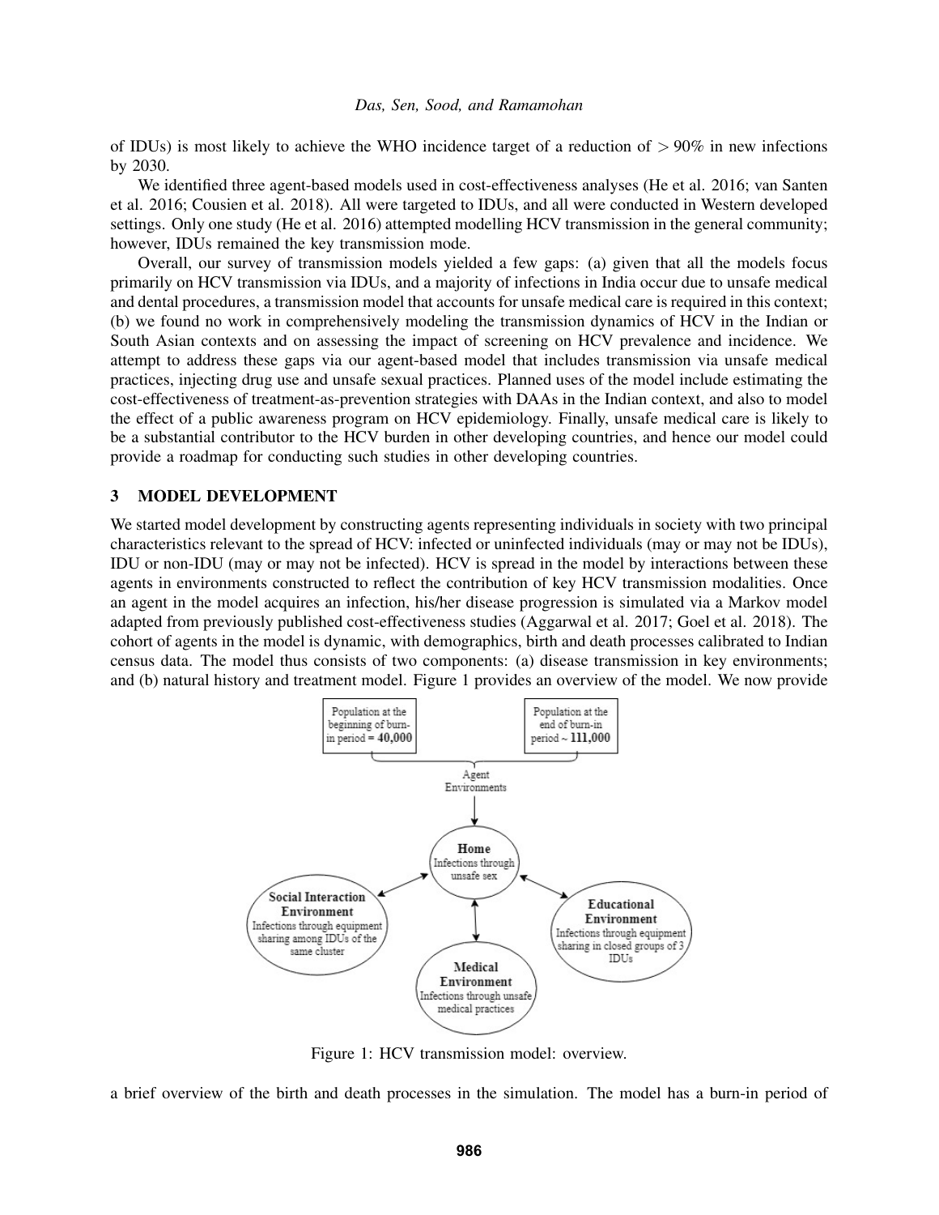of IDUs) is most likely to achieve the WHO incidence target of a reduction of $> 90\%$ in new infections by 2030.

We identified three agent-based models used in cost-effectiveness analyses (He et al. 2016; van Santen et al. 2016; Cousien et al. 2018). All were targeted to IDUs, and all were conducted in Western developed settings. Only one study (He et al. 2016) attempted modelling HCV transmission in the general community; however, IDUs remained the key transmission mode.

Overall, our survey of transmission models yielded a few gaps: (a) given that all the models focus primarily on HCV transmission via IDUs, and a majority of infections in India occur due to unsafe medical and dental procedures, a transmission model that accounts for unsafe medical care is required in this context; (b) we found no work in comprehensively modeling the transmission dynamics of HCV in the Indian or South Asian contexts and on assessing the impact of screening on HCV prevalence and incidence. We attempt to address these gaps via our agent-based model that includes transmission via unsafe medical practices, injecting drug use and unsafe sexual practices. Planned uses of the model include estimating the cost-effectiveness of treatment-as-prevention strategies with DAAs in the Indian context, and also to model the effect of a public awareness program on HCV epidemiology. Finally, unsafe medical care is likely to be a substantial contributor to the HCV burden in other developing countries, and hence our model could provide a roadmap for conducting such studies in other developing countries.

## 3 MODEL DEVELOPMENT

We started model development by constructing agents representing individuals in society with two principal characteristics relevant to the spread of HCV: infected or uninfected individuals (may or may not be IDUs), IDU or non-IDU (may or may not be infected). HCV is spread in the model by interactions between these agents in environments constructed to reflect the contribution of key HCV transmission modalities. Once an agent in the model acquires an infection, his/her disease progression is simulated via a Markov model adapted from previously published cost-effectiveness studies (Aggarwal et al. 2017; Goel et al. 2018). The cohort of agents in the model is dynamic, with demographics, birth and death processes calibrated to Indian census data. The model thus consists of two components: (a) disease transmission in key environments; and (b) natural history and treatment model. Figure 1 provides an overview of the model. We now provide

Population at the beginning of burn-in period = **40,000**

Population at the end of burn-in period ~ **111,000**

Agent Environments

**Home** Infections through unsafe sex

**Social Interaction Environment** Infections through equipment sharing among IDUs of the same cluster

**Educational Environment** Infections through equipment sharing in closed groups of 3 IDUs

**Medical Environment** Infections through unsafe medical practices

Figure 1: HCV transmission model: overview.

a brief overview of the birth and death processes in the simulation. The model has a burn-in period of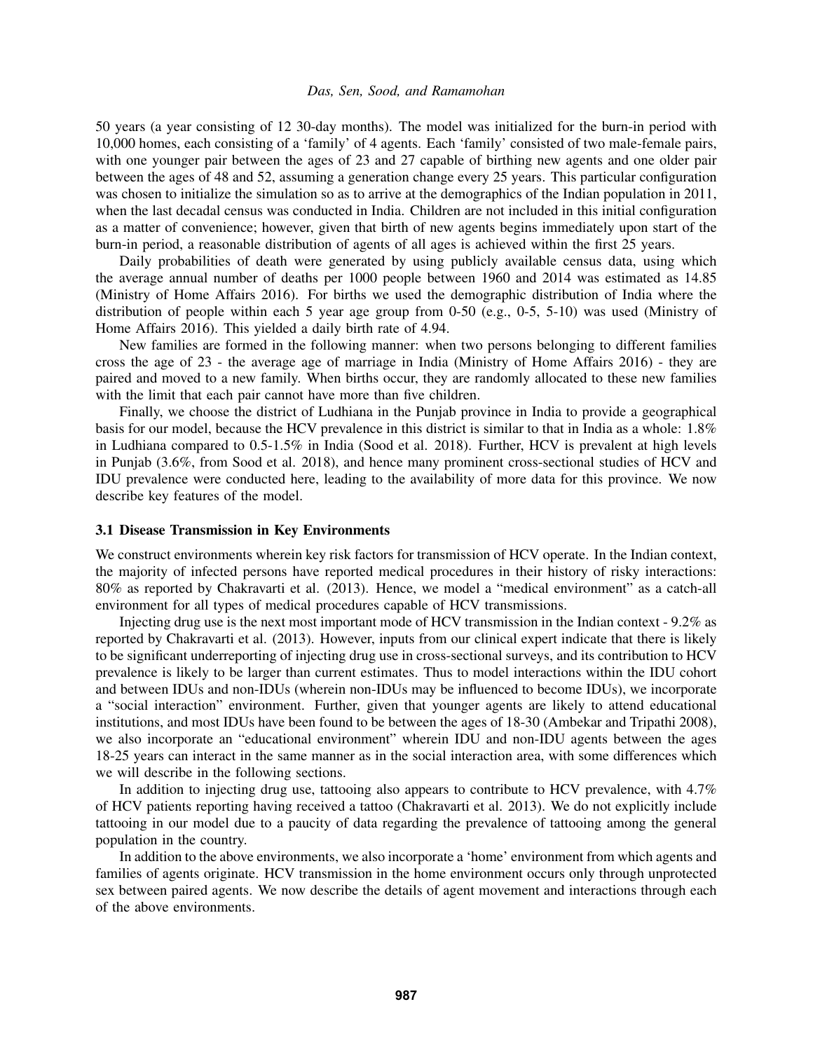50 years (a year consisting of 12 30-day months). The model was initialized for the burn-in period with 10,000 homes, each consisting of a 'family' of 4 agents. Each 'family' consisted of two male-female pairs, with one younger pair between the ages of 23 and 27 capable of birthing new agents and one older pair between the ages of 48 and 52, assuming a generation change every 25 years. This particular configuration was chosen to initialize the simulation so as to arrive at the demographics of the Indian population in 2011, when the last decadal census was conducted in India. Children are not included in this initial configuration as a matter of convenience; however, given that birth of new agents begins immediately upon start of the burn-in period, a reasonable distribution of agents of all ages is achieved within the first 25 years.

Daily probabilities of death were generated by using publicly available census data, using which the average annual number of deaths per 1000 people between 1960 and 2014 was estimated as 14.85 (Ministry of Home Affairs 2016). For births we used the demographic distribution of India where the distribution of people within each 5 year age group from 0-50 (e.g., 0-5, 5-10) was used (Ministry of Home Affairs 2016). This yielded a daily birth rate of 4.94.

New families are formed in the following manner: when two persons belonging to different families cross the age of 23 - the average age of marriage in India (Ministry of Home Affairs 2016) - they are paired and moved to a new family. When births occur, they are randomly allocated to these new families with the limit that each pair cannot have more than five children.

Finally, we choose the district of Ludhiana in the Punjab province in India to provide a geographical basis for our model, because the HCV prevalence in this district is similar to that in India as a whole: 1.8% in Ludhiana compared to 0.5-1.5% in India (Sood et al. 2018). Further, HCV is prevalent at high levels in Punjab (3.6%, from Sood et al. 2018), and hence many prominent cross-sectional studies of HCV and IDU prevalence were conducted here, leading to the availability of more data for this province. We now describe key features of the model.

### 3.1 Disease Transmission in Key Environments

We construct environments wherein key risk factors for transmission of HCV operate. In the Indian context, the majority of infected persons have reported medical procedures in their history of risky interactions: 80% as reported by Chakravarti et al. (2013). Hence, we model a "medical environment" as a catch-all environment for all types of medical procedures capable of HCV transmissions.

Injecting drug use is the next most important mode of HCV transmission in the Indian context - 9.2% as reported by Chakravarti et al. (2013). However, inputs from our clinical expert indicate that there is likely to be significant underreporting of injecting drug use in cross-sectional surveys, and its contribution to HCV prevalence is likely to be larger than current estimates. Thus to model interactions within the IDU cohort and between IDUs and non-IDUs (wherein non-IDUs may be influenced to become IDUs), we incorporate a "social interaction" environment. Further, given that younger agents are likely to attend educational institutions, and most IDUs have been found to be between the ages of 18-30 (Ambekar and Tripathi 2008), we also incorporate an "educational environment" wherein IDU and non-IDU agents between the ages 18-25 years can interact in the same manner as in the social interaction area, with some differences which we will describe in the following sections.

In addition to injecting drug use, tattooing also appears to contribute to HCV prevalence, with 4.7% of HCV patients reporting having received a tattoo (Chakravarti et al. 2013). We do not explicitly include tattooing in our model due to a paucity of data regarding the prevalence of tattooing among the general population in the country.

In addition to the above environments, we also incorporate a 'home' environment from which agents and families of agents originate. HCV transmission in the home environment occurs only through unprotected sex between paired agents. We now describe the details of agent movement and interactions through each of the above environments.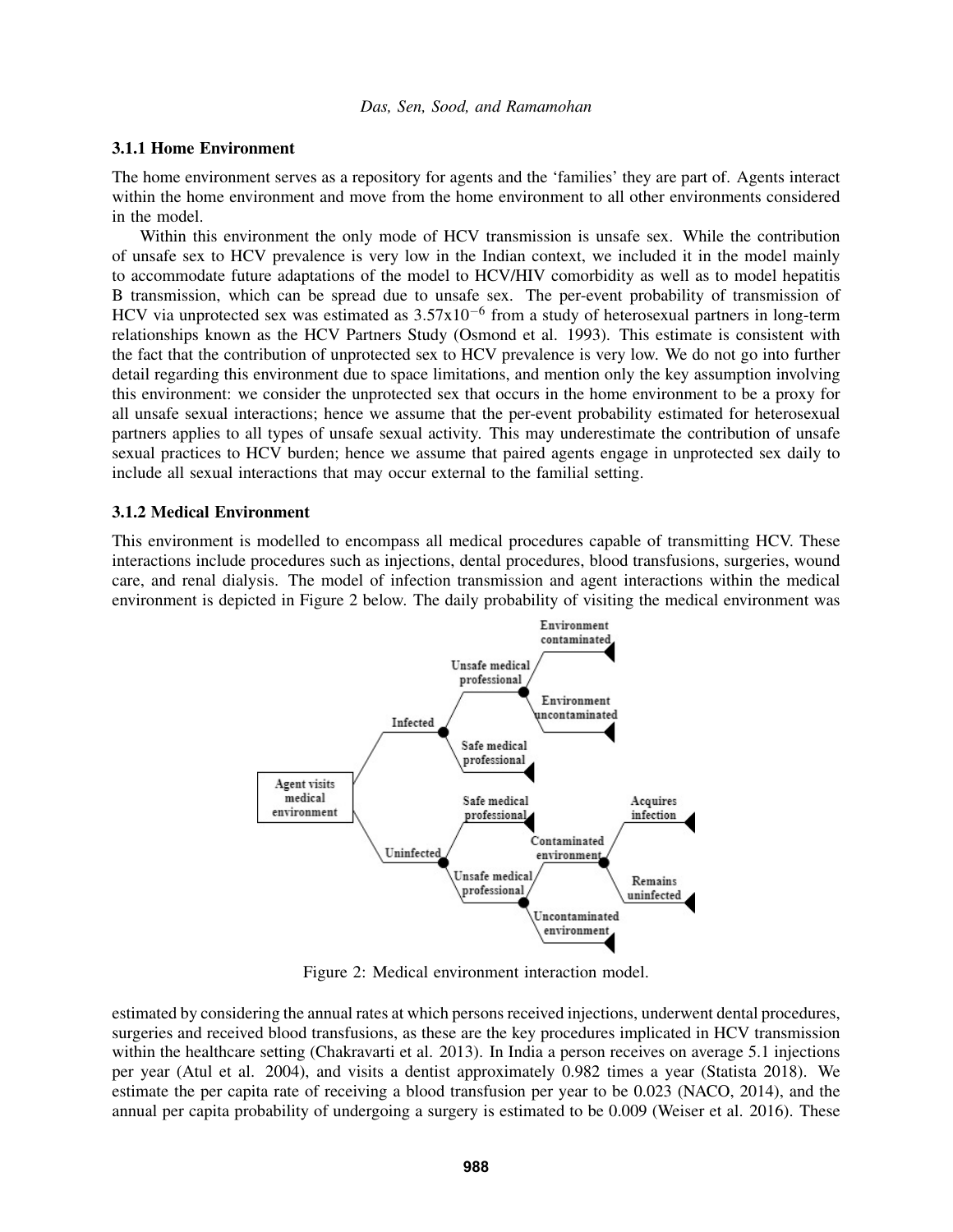### 3.1.1 Home Environment

The home environment serves as a repository for agents and the 'families' they are part of. Agents interact within the home environment and move from the home environment to all other environments considered in the model.

Within this environment the only mode of HCV transmission is unsafe sex. While the contribution of unsafe sex to HCV prevalence is very low in the Indian context, we included it in the model mainly to accommodate future adaptations of the model to HCV/HIV comorbidity as well as to model hepatitis B transmission, which can be spread due to unsafe sex. The per-event probability of transmission of HCV via unprotected sex was estimated as $3.57 \times 10^{-6}$ from a study of heterosexual partners in long-term relationships known as the HCV Partners Study (Osmond et al. 1993). This estimate is consistent with the fact that the contribution of unprotected sex to HCV prevalence is very low. We do not go into further detail regarding this environment due to space limitations, and mention only the key assumption involving this environment: we consider the unprotected sex that occurs in the home environment to be a proxy for all unsafe sexual interactions; hence we assume that the per-event probability estimated for heterosexual partners applies to all types of unsafe sexual activity. This may underestimate the contribution of unsafe sexual practices to HCV burden; hence we assume that paired agents engage in unprotected sex daily to include all sexual interactions that may occur external to the familial setting.

### 3.1.2 Medical Environment

This environment is modelled to encompass all medical procedures capable of transmitting HCV. These interactions include procedures such as injections, dental procedures, blood transfusions, surgeries, wound care, and renal dialysis. The model of infection transmission and agent interactions within the medical environment is depicted in Figure 2 below. The daily probability of visiting the medical environment was

Figure 2: Medical environment interaction model.

estimated by considering the annual rates at which persons received injections, underwent dental procedures, surgeries and received blood transfusions, as these are the key procedures implicated in HCV transmission within the healthcare setting (Chakravarti et al. 2013). In India a person receives on average 5.1 injections per year (Atul et al. 2004), and visits a dentist approximately 0.982 times a year (Statista 2018). We estimate the per capita rate of receiving a blood transfusion per year to be 0.023 (NACO, 2014), and the annual per capita probability of undergoing a surgery is estimated to be 0.009 (Weiser et al. 2016). These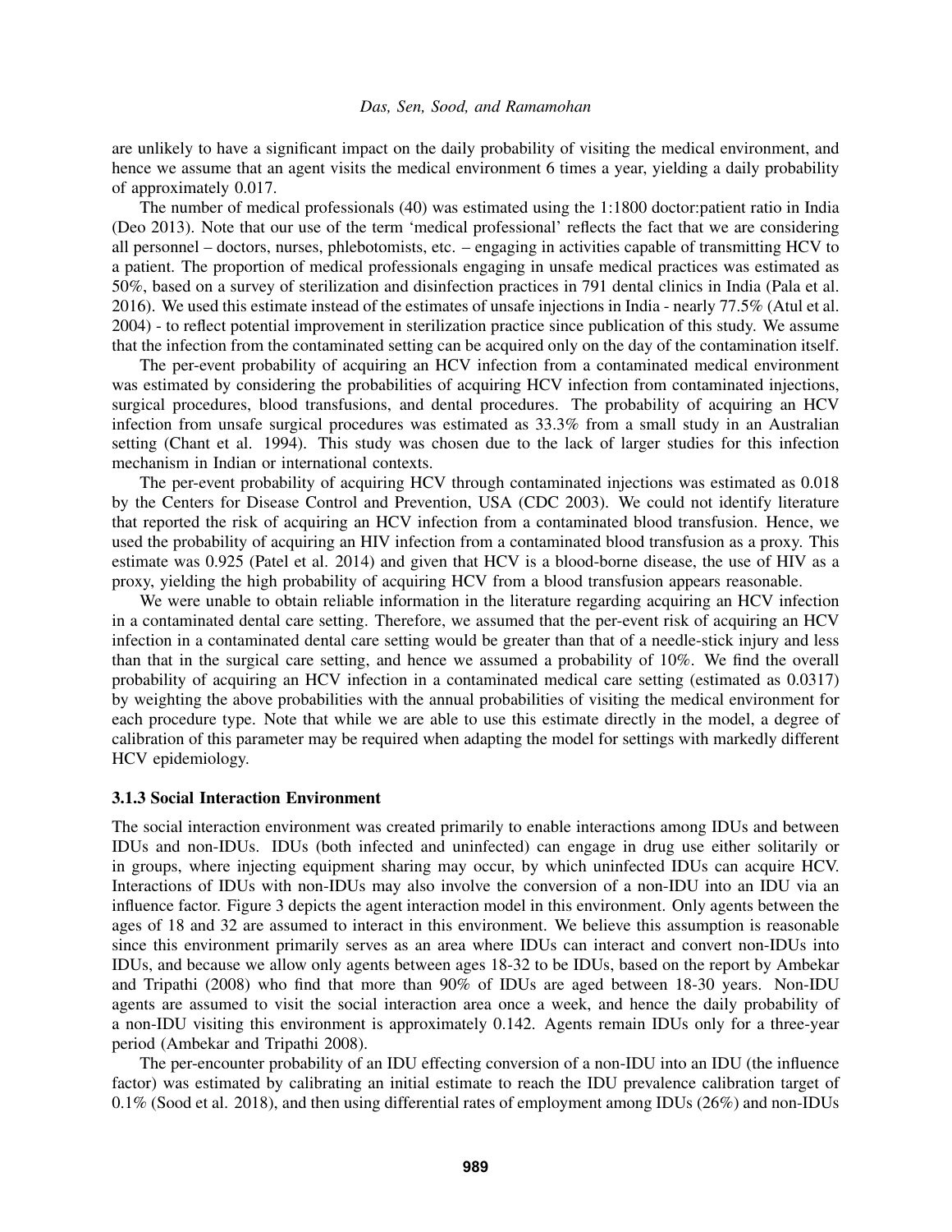are unlikely to have a significant impact on the daily probability of visiting the medical environment, and hence we assume that an agent visits the medical environment 6 times a year, yielding a daily probability of approximately 0.017.

The number of medical professionals (40) was estimated using the 1:1800 doctor:patient ratio in India (Deo 2013). Note that our use of the term 'medical professional' reflects the fact that we are considering all personnel – doctors, nurses, phlebotomists, etc. – engaging in activities capable of transmitting HCV to a patient. The proportion of medical professionals engaging in unsafe medical practices was estimated as 50%, based on a survey of sterilization and disinfection practices in 791 dental clinics in India (Pala et al. 2016). We used this estimate instead of the estimates of unsafe injections in India - nearly 77.5% (Atul et al. 2004) - to reflect potential improvement in sterilization practice since publication of this study. We assume that the infection from the contaminated setting can be acquired only on the day of the contamination itself.

The per-event probability of acquiring an HCV infection from a contaminated medical environment was estimated by considering the probabilities of acquiring HCV infection from contaminated injections, surgical procedures, blood transfusions, and dental procedures. The probability of acquiring an HCV infection from unsafe surgical procedures was estimated as 33.3% from a small study in an Australian setting (Chant et al. 1994). This study was chosen due to the lack of larger studies for this infection mechanism in Indian or international contexts.

The per-event probability of acquiring HCV through contaminated injections was estimated as 0.018 by the Centers for Disease Control and Prevention, USA (CDC 2003). We could not identify literature that reported the risk of acquiring an HCV infection from a contaminated blood transfusion. Hence, we used the probability of acquiring an HIV infection from a contaminated blood transfusion as a proxy. This estimate was 0.925 (Patel et al. 2014) and given that HCV is a blood-borne disease, the use of HIV as a proxy, yielding the high probability of acquiring HCV from a blood transfusion appears reasonable.

We were unable to obtain reliable information in the literature regarding acquiring an HCV infection in a contaminated dental care setting. Therefore, we assumed that the per-event risk of acquiring an HCV infection in a contaminated dental care setting would be greater than that of a needle-stick injury and less than that in the surgical care setting, and hence we assumed a probability of 10%. We find the overall probability of acquiring an HCV infection in a contaminated medical care setting (estimated as 0.0317) by weighting the above probabilities with the annual probabilities of visiting the medical environment for each procedure type. Note that while we are able to use this estimate directly in the model, a degree of calibration of this parameter may be required when adapting the model for settings with markedly different HCV epidemiology.

### 3.1.3 Social Interaction Environment

The social interaction environment was created primarily to enable interactions among IDUs and between IDUs and non-IDUs. IDUs (both infected and uninfected) can engage in drug use either solitarily or in groups, where injecting equipment sharing may occur, by which uninfected IDUs can acquire HCV. Interactions of IDUs with non-IDUs may also involve the conversion of a non-IDU into an IDU via an influence factor. Figure 3 depicts the agent interaction model in this environment. Only agents between the ages of 18 and 32 are assumed to interact in this environment. We believe this assumption is reasonable since this environment primarily serves as an area where IDUs can interact and convert non-IDUs into IDUs, and because we allow only agents between ages 18-32 to be IDUs, based on the report by Ambekar and Tripathi (2008) who find that more than 90% of IDUs are aged between 18-30 years. Non-IDU agents are assumed to visit the social interaction area once a week, and hence the daily probability of a non-IDU visiting this environment is approximately 0.142. Agents remain IDUs only for a three-year period (Ambekar and Tripathi 2008).

The per-encounter probability of an IDU effecting conversion of a non-IDU into an IDU (the influence factor) was estimated by calibrating an initial estimate to reach the IDU prevalence calibration target of 0.1% (Sood et al. 2018), and then using differential rates of employment among IDUs (26%) and non-IDUs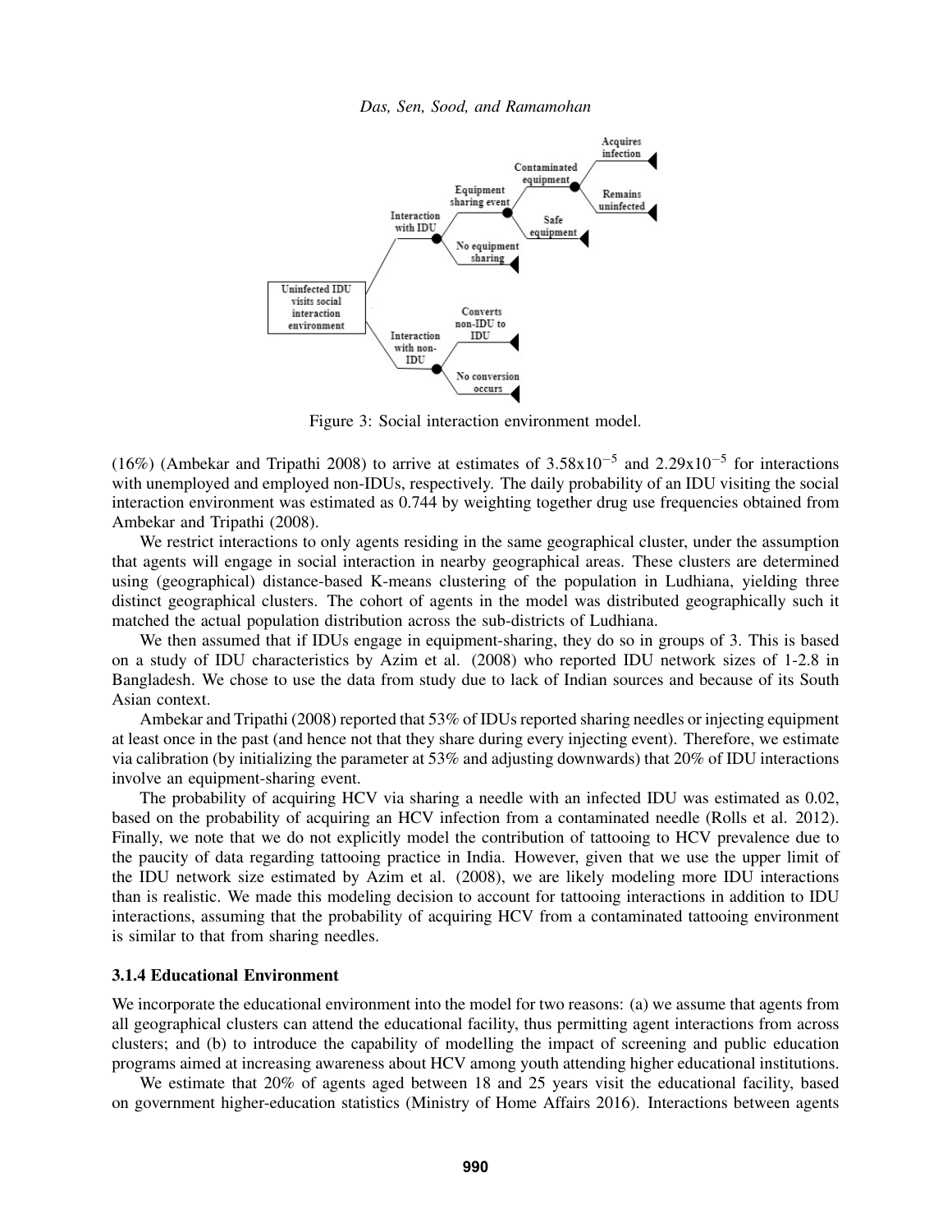Figure 3: Social interaction environment model.

(16%) (Ambekar and Tripathi 2008) to arrive at estimates of $3.58\text{x}10^{-5}$ and $2.29\text{x}10^{-5}$ for interactions with unemployed and employed non-IDUs, respectively. The daily probability of an IDU visiting the social interaction environment was estimated as 0.744 by weighting together drug use frequencies obtained from Ambekar and Tripathi (2008).

We restrict interactions to only agents residing in the same geographical cluster, under the assumption that agents will engage in social interaction in nearby geographical areas. These clusters are determined using (geographical) distance-based K-means clustering of the population in Ludhiana, yielding three distinct geographical clusters. The cohort of agents in the model was distributed geographically such it matched the actual population distribution across the sub-districts of Ludhiana.

We then assumed that if IDUs engage in equipment-sharing, they do so in groups of 3. This is based on a study of IDU characteristics by Azim et al. (2008) who reported IDU network sizes of 1-2.8 in Bangladesh. We chose to use the data from study due to lack of Indian sources and because of its South Asian context.

Ambekar and Tripathi (2008) reported that 53% of IDUs reported sharing needles or injecting equipment at least once in the past (and hence not that they share during every injecting event). Therefore, we estimate via calibration (by initializing the parameter at 53% and adjusting downwards) that 20% of IDU interactions involve an equipment-sharing event.

The probability of acquiring HCV via sharing a needle with an infected IDU was estimated as 0.02, based on the probability of acquiring an HCV infection from a contaminated needle (Rolls et al. 2012). Finally, we note that we do not explicitly model the contribution of tattooing to HCV prevalence due to the paucity of data regarding tattooing practice in India. However, given that we use the upper limit of the IDU network size estimated by Azim et al. (2008), we are likely modeling more IDU interactions than is realistic. We made this modeling decision to account for tattooing interactions in addition to IDU interactions, assuming that the probability of acquiring HCV from a contaminated tattooing environment is similar to that from sharing needles.

### 3.1.4 Educational Environment

We incorporate the educational environment into the model for two reasons: (a) we assume that agents from all geographical clusters can attend the educational facility, thus permitting agent interactions from across clusters; and (b) to introduce the capability of modelling the impact of screening and public education programs aimed at increasing awareness about HCV among youth attending higher educational institutions.

We estimate that 20% of agents aged between 18 and 25 years visit the educational facility, based on government higher-education statistics (Ministry of Home Affairs 2016). Interactions between agents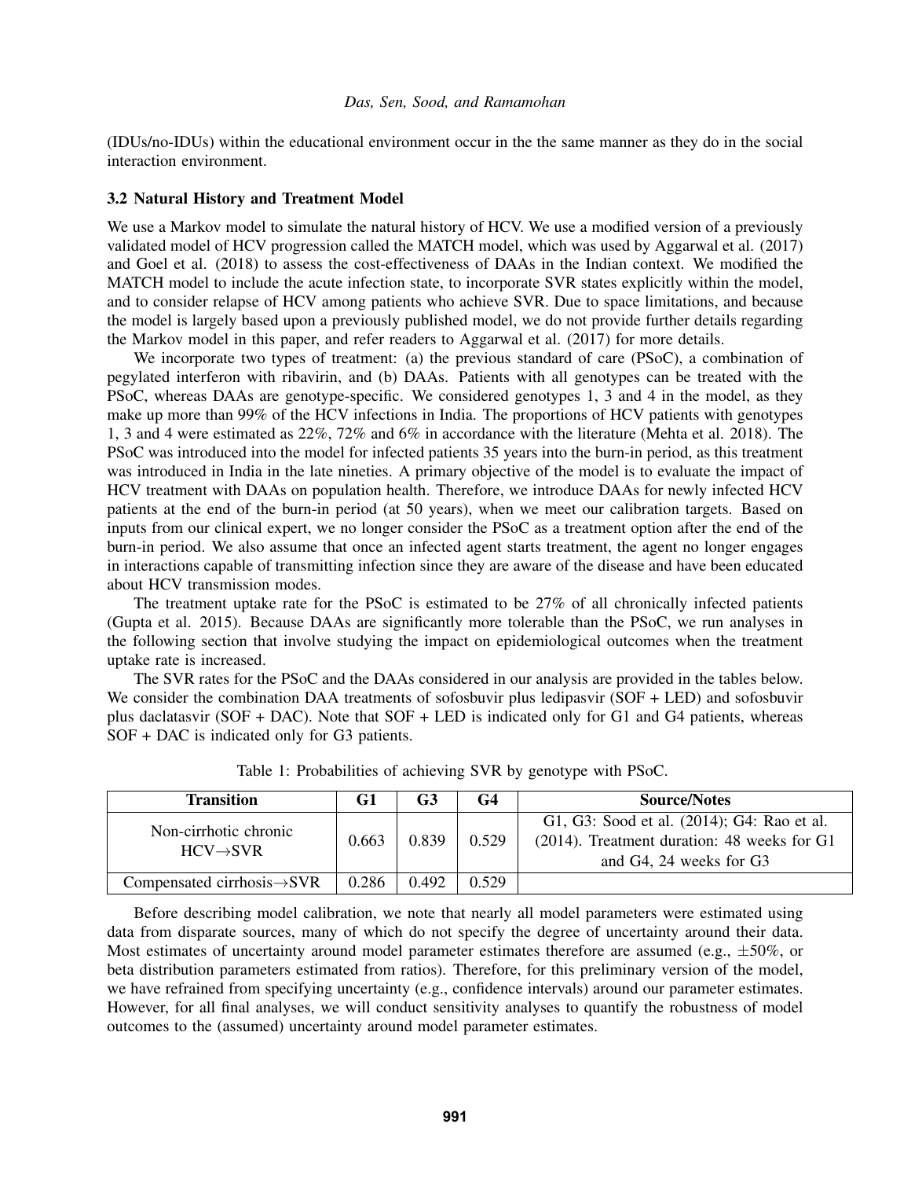(IDUs/no-IDUs) within the educational environment occur in the the same manner as they do in the social interaction environment.

### 3.2 Natural History and Treatment Model

We use a Markov model to simulate the natural history of HCV. We use a modified version of a previously validated model of HCV progression called the MATCH model, which was used by Aggarwal et al. (2017) and Goel et al. (2018) to assess the cost-effectiveness of DAAs in the Indian context. We modified the MATCH model to include the acute infection state, to incorporate SVR states explicitly within the model, and to consider relapse of HCV among patients who achieve SVR. Due to space limitations, and because the model is largely based upon a previously published model, we do not provide further details regarding the Markov model in this paper, and refer readers to Aggarwal et al. (2017) for more details.

We incorporate two types of treatment: (a) the previous standard of care (PSoC), a combination of pegylated interferon with ribavirin, and (b) DAAs. Patients with all genotypes can be treated with the PSoC, whereas DAAs are genotype-specific. We considered genotypes 1, 3 and 4 in the model, as they make up more than 99% of the HCV infections in India. The proportions of HCV patients with genotypes 1, 3 and 4 were estimated as 22%, 72% and 6% in accordance with the literature (Mehta et al. 2018). The PSoC was introduced into the model for infected patients 35 years into the burn-in period, as this treatment was introduced in India in the late nineties. A primary objective of the model is to evaluate the impact of HCV treatment with DAAs on population health. Therefore, we introduce DAAs for newly infected HCV patients at the end of the burn-in period (at 50 years), when we meet our calibration targets. Based on inputs from our clinical expert, we no longer consider the PSoC as a treatment option after the end of the burn-in period. We also assume that once an infected agent starts treatment, the agent no longer engages in interactions capable of transmitting infection since they are aware of the disease and have been educated about HCV transmission modes.

The treatment uptake rate for the PSoC is estimated to be 27% of all chronically infected patients (Gupta et al. 2015). Because DAAs are significantly more tolerable than the PSoC, we run analyses in the following section that involve studying the impact on epidemiological outcomes when the treatment uptake rate is increased.

The SVR rates for the PSoC and the DAAs considered in our analysis are provided in the tables below. We consider the combination DAA treatments of sofosbuvir plus ledipasvir (SOF + LED) and sofosbuvir plus daclatasvir (SOF + DAC). Note that SOF + LED is indicated only for G1 and G4 patients, whereas SOF + DAC is indicated only for G3 patients.

Table 1: Probabilities of achieving SVR by genotype with PSoC.

| Transition | G1 | G3 | G4 | Source/Notes |
| --- | --- | --- | --- | --- |
| Non-cirrhotic chronic HCV→SVR | 0.663 | 0.839 | 0.529 | G1, G3: Sood et al. (2014); G4: Rao et al. (2014). Treatment duration: 48 weeks for G1 and G4, 24 weeks for G3 |
| Compensated cirrhosis→SVR | 0.286 | 0.492 | 0.529 | |

Before describing model calibration, we note that nearly all model parameters were estimated using data from disparate sources, many of which do not specify the degree of uncertainty around their data. Most estimates of uncertainty around model parameter estimates therefore are assumed (e.g., $\pm 50\%$, or beta distribution parameters estimated from ratios). Therefore, for this preliminary version of the model, we have refrained from specifying uncertainty (e.g., confidence intervals) around our parameter estimates. However, for all final analyses, we will conduct sensitivity analyses to quantify the robustness of model outcomes to the (assumed) uncertainty around model parameter estimates.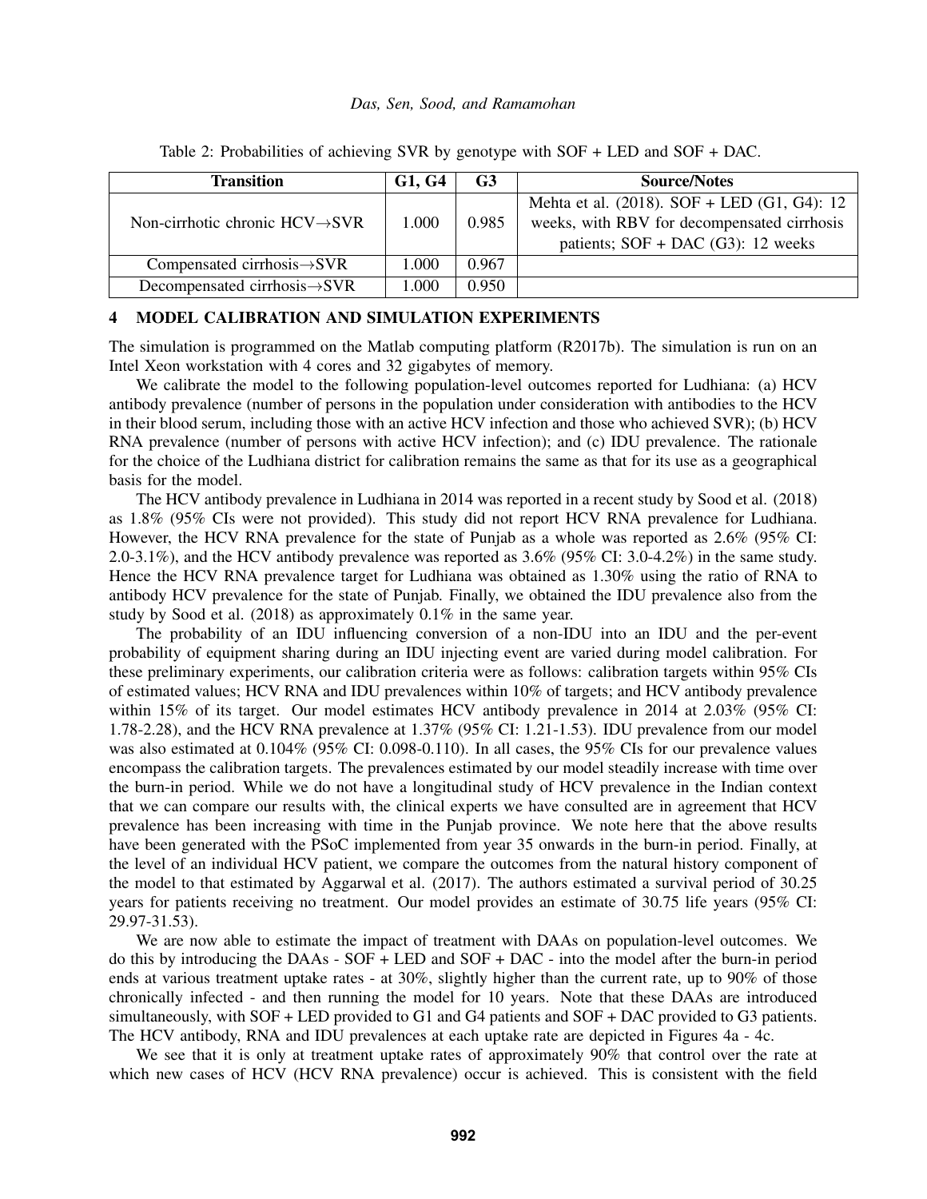Table 2: Probabilities of achieving SVR by genotype with SOF + LED and SOF + DAC.

| Transition | G1, G4 | G3 | Source/Notes |
|---|---|---|---|
| Non-cirrhotic chronic HCV→SVR | 1.000 | 0.985 | Mehta et al. (2018). SOF + LED (G1, G4): 12 weeks, with RBV for decompensated cirrhosis patients; SOF + DAC (G3): 12 weeks |
| Compensated cirrhosis→SVR | 1.000 | 0.967 | |
| Decompensated cirrhosis→SVR | 1.000 | 0.950 | |

## 4 MODEL CALIBRATION AND SIMULATION EXPERIMENTS

The simulation is programmed on the Matlab computing platform (R2017b). The simulation is run on an Intel Xeon workstation with 4 cores and 32 gigabytes of memory.

We calibrate the model to the following population-level outcomes reported for Ludhiana: (a) HCV antibody prevalence (number of persons in the population under consideration with antibodies to the HCV in their blood serum, including those with an active HCV infection and those who achieved SVR); (b) HCV RNA prevalence (number of persons with active HCV infection); and (c) IDU prevalence. The rationale for the choice of the Ludhiana district for calibration remains the same as that for its use as a geographical basis for the model.

The HCV antibody prevalence in Ludhiana in 2014 was reported in a recent study by Sood et al. (2018) as 1.8% (95% CIs were not provided). This study did not report HCV RNA prevalence for Ludhiana. However, the HCV RNA prevalence for the state of Punjab as a whole was reported as 2.6% (95% CI: 2.0-3.1%), and the HCV antibody prevalence was reported as 3.6% (95% CI: 3.0-4.2%) in the same study. Hence the HCV RNA prevalence target for Ludhiana was obtained as 1.30% using the ratio of RNA to antibody HCV prevalence for the state of Punjab. Finally, we obtained the IDU prevalence also from the study by Sood et al. (2018) as approximately 0.1% in the same year.

The probability of an IDU influencing conversion of a non-IDU into an IDU and the per-event probability of equipment sharing during an IDU injecting event are varied during model calibration. For these preliminary experiments, our calibration criteria were as follows: calibration targets within 95% CIs of estimated values; HCV RNA and IDU prevalences within 10% of targets; and HCV antibody prevalence within 15% of its target. Our model estimates HCV antibody prevalence in 2014 at 2.03% (95% CI: 1.78-2.28), and the HCV RNA prevalence at 1.37% (95% CI: 1.21-1.53). IDU prevalence from our model was also estimated at 0.104% (95% CI: 0.098-0.110). In all cases, the 95% CIs for our prevalence values encompass the calibration targets. The prevalences estimated by our model steadily increase with time over the burn-in period. While we do not have a longitudinal study of HCV prevalence in the Indian context that we can compare our results with, the clinical experts we have consulted are in agreement that HCV prevalence has been increasing with time in the Punjab province. We note here that the above results have been generated with the PSoC implemented from year 35 onwards in the burn-in period. Finally, at the level of an individual HCV patient, we compare the outcomes from the natural history component of the model to that estimated by Aggarwal et al. (2017). The authors estimated a survival period of 30.25 years for patients receiving no treatment. Our model provides an estimate of 30.75 life years (95% CI: 29.97-31.53).

We are now able to estimate the impact of treatment with DAAs on population-level outcomes. We do this by introducing the DAAs - SOF + LED and SOF + DAC - into the model after the burn-in period ends at various treatment uptake rates - at 30%, slightly higher than the current rate, up to 90% of those chronically infected - and then running the model for 10 years. Note that these DAAs are introduced simultaneously, with SOF + LED provided to G1 and G4 patients and SOF + DAC provided to G3 patients. The HCV antibody, RNA and IDU prevalences at each uptake rate are depicted in Figures 4a - 4c.

We see that it is only at treatment uptake rates of approximately 90% that control over the rate at which new cases of HCV (HCV RNA prevalence) occur is achieved. This is consistent with the field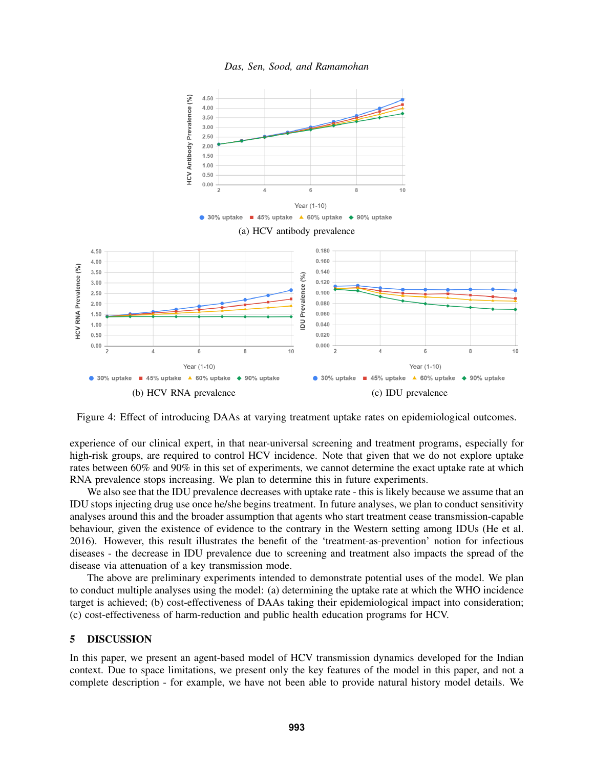(a) HCV antibody prevalence

(b) HCV RNA prevalence

(c) IDU prevalence

Figure 4: Effect of introducing DAAs at varying treatment uptake rates on epidemiological outcomes.

experience of our clinical expert, in that near-universal screening and treatment programs, especially for high-risk groups, are required to control HCV incidence. Note that given that we do not explore uptake rates between 60% and 90% in this set of experiments, we cannot determine the exact uptake rate at which RNA prevalence stops increasing. We plan to determine this in future experiments.

We also see that the IDU prevalence decreases with uptake rate - this is likely because we assume that an IDU stops injecting drug use once he/she begins treatment. In future analyses, we plan to conduct sensitivity analyses around this and the broader assumption that agents who start treatment cease transmission-capable behaviour, given the existence of evidence to the contrary in the Western setting among IDUs (He et al. 2016). However, this result illustrates the benefit of the 'treatment-as-prevention' notion for infectious diseases - the decrease in IDU prevalence due to screening and treatment also impacts the spread of the disease via attenuation of a key transmission mode.

The above are preliminary experiments intended to demonstrate potential uses of the model. We plan to conduct multiple analyses using the model: (a) determining the uptake rate at which the WHO incidence target is achieved; (b) cost-effectiveness of DAAs taking their epidemiological impact into consideration; (c) cost-effectiveness of harm-reduction and public health education programs for HCV.

## 5 DISCUSSION

In this paper, we present an agent-based model of HCV transmission dynamics developed for the Indian context. Due to space limitations, we present only the key features of the model in this paper, and not a complete description - for example, we have not been able to provide natural history model details. We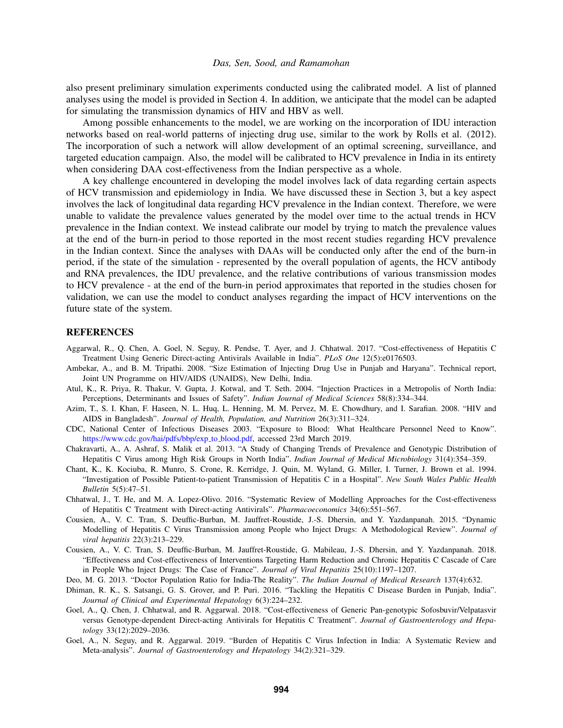also present preliminary simulation experiments conducted using the calibrated model. A list of planned analyses using the model is provided in Section 4. In addition, we anticipate that the model can be adapted for simulating the transmission dynamics of HIV and HBV as well.

Among possible enhancements to the model, we are working on the incorporation of IDU interaction networks based on real-world patterns of injecting drug use, similar to the work by Rolls et al. (2012). The incorporation of such a network will allow development of an optimal screening, surveillance, and targeted education campaign. Also, the model will be calibrated to HCV prevalence in India in its entirety when considering DAA cost-effectiveness from the Indian perspective as a whole.

A key challenge encountered in developing the model involves lack of data regarding certain aspects of HCV transmission and epidemiology in India. We have discussed these in Section 3, but a key aspect involves the lack of longitudinal data regarding HCV prevalence in the Indian context. Therefore, we were unable to validate the prevalence values generated by the model over time to the actual trends in HCV prevalence in the Indian context. We instead calibrate our model by trying to match the prevalence values at the end of the burn-in period to those reported in the most recent studies regarding HCV prevalence in the Indian context. Since the analyses with DAAs will be conducted only after the end of the burn-in period, if the state of the simulation - represented by the overall population of agents, the HCV antibody and RNA prevalences, the IDU prevalence, and the relative contributions of various transmission modes to HCV prevalence - at the end of the burn-in period approximates that reported in the studies chosen for validation, we can use the model to conduct analyses regarding the impact of HCV interventions on the future state of the system.

## REFERENCES

Aggarwal, R., Q. Chen, A. Goel, N. Seguy, R. Pendse, T. Ayer, and J. Chhatwal. 2017. "Cost-effectiveness of Hepatitis C Treatment Using Generic Direct-acting Antivirals Available in India". *PLoS One* 12(5):e0176503.

Ambekar, A., and B. M. Tripathi. 2008. "Size Estimation of Injecting Drug Use in Punjab and Haryana". Technical report, Joint UN Programme on HIV/AIDS (UNAIDS), New Delhi, India.

Atul, K., R. Priya, R. Thakur, V. Gupta, J. Kotwal, and T. Seth. 2004. "Injection Practices in a Metropolis of North India: Perceptions, Determinants and Issues of Safety". *Indian Journal of Medical Sciences* 58(8):334–344.

Azim, T., S. I. Khan, F. Haseen, N. L. Huq, L. Henning, M. M. Pervez, M. E. Chowdhury, and I. Sarafian. 2008. "HIV and AIDS in Bangladesh". *Journal of Health, Population, and Nutrition* 26(3):311–324.

CDC, National Center of Infectious Diseases 2003. "Exposure to Blood: What Healthcare Personnel Need to Know". https://www.cdc.gov/hai/pdfs/bbp/exp_to_blood.pdf, accessed 23rd March 2019.

Chakravarti, A., A. Ashraf, S. Malik et al. 2013. "A Study of Changing Trends of Prevalence and Genotypic Distribution of Hepatitis C Virus among High Risk Groups in North India". *Indian Journal of Medical Microbiology* 31(4):354–359.

Chant, K., K. Kociuba, R. Munro, S. Crone, R. Kerridge, J. Quin, M. Wyland, G. Miller, I. Turner, J. Brown et al. 1994. "Investigation of Possible Patient-to-patient Transmission of Hepatitis C in a Hospital". *New South Wales Public Health Bulletin* 5(5):47–51.

Chhatwal, J., T. He, and M. A. Lopez-Olivo. 2016. "Systematic Review of Modelling Approaches for the Cost-effectiveness of Hepatitis C Treatment with Direct-acting Antivirals". *Pharmacoeconomics* 34(6):551–567.

Cousien, A., V. C. Tran, S. Deuffic-Burban, M. Jauffret-Roustide, J.-S. Dhersin, and Y. Yazdanpanah. 2015. "Dynamic Modelling of Hepatitis C Virus Transmission among People who Inject Drugs: A Methodological Review". *Journal of viral hepatitis* 22(3):213–229.

Cousien, A., V. C. Tran, S. Deuffic-Burban, M. Jauffret-Roustide, G. Mabileau, J.-S. Dhersin, and Y. Yazdanpanah. 2018. "Effectiveness and Cost-effectiveness of Interventions Targeting Harm Reduction and Chronic Hepatitis C Cascade of Care in People Who Inject Drugs: The Case of France". *Journal of Viral Hepatitis* 25(10):1197–1207.

Deo, M. G. 2013. "Doctor Population Ratio for India-The Reality". *The Indian Journal of Medical Research* 137(4):632.

Dhiman, R. K., S. Satsangi, G. S. Grover, and P. Puri. 2016. "Tackling the Hepatitis C Disease Burden in Punjab, India". *Journal of Clinical and Experimental Hepatology* 6(3):224–232.

Goel, A., Q. Chen, J. Chhatwal, and R. Aggarwal. 2018. "Cost-effectiveness of Generic Pan-genotypic Sofosbuvir/Velpatasvir versus Genotype-dependent Direct-acting Antivirals for Hepatitis C Treatment". *Journal of Gastroenterology and Hepatology* 33(12):2029–2036.

Goel, A., N. Seguy, and R. Aggarwal. 2019. "Burden of Hepatitis C Virus Infection in India: A Systematic Review and Meta-analysis". *Journal of Gastroenterology and Hepatology* 34(2):321–329.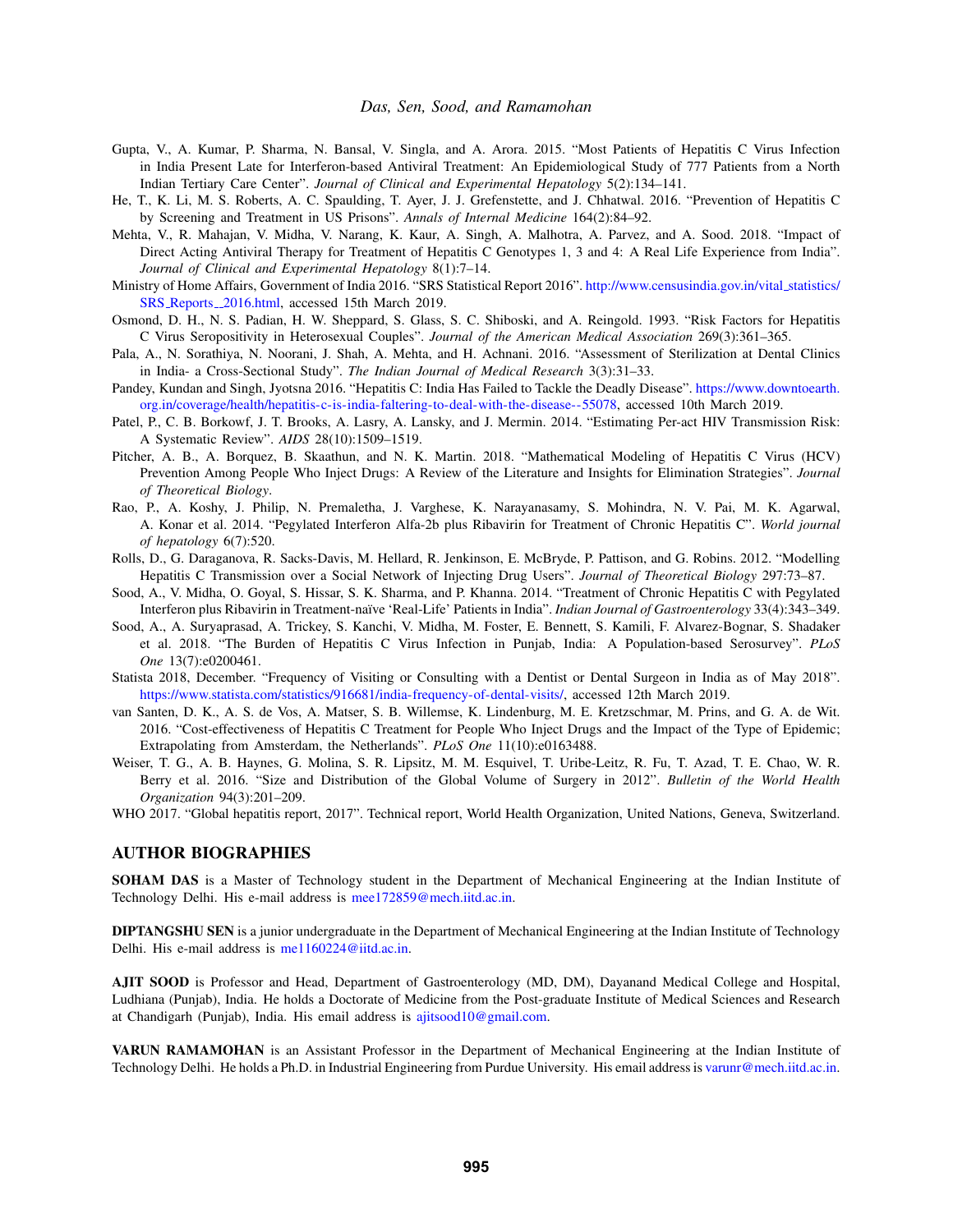Gupta, V., A. Kumar, P. Sharma, N. Bansal, V. Singla, and A. Arora. 2015. "Most Patients of Hepatitis C Virus Infection in India Present Late for Interferon-based Antiviral Treatment: An Epidemiological Study of 777 Patients from a North Indian Tertiary Care Center". *Journal of Clinical and Experimental Hepatology* 5(2):134–141.

He, T., K. Li, M. S. Roberts, A. C. Spaulding, T. Ayer, J. J. Grefenstette, and J. Chhatwal. 2016. "Prevention of Hepatitis C by Screening and Treatment in US Prisons". *Annals of Internal Medicine* 164(2):84–92.

Mehta, V., R. Mahajan, V. Midha, V. Narang, K. Kaur, A. Singh, A. Malhotra, A. Parvez, and A. Sood. 2018. "Impact of Direct Acting Antiviral Therapy for Treatment of Hepatitis C Genotypes 1, 3 and 4: A Real Life Experience from India". *Journal of Clinical and Experimental Hepatology* 8(1):7–14.

Ministry of Home Affairs, Government of India 2016. "SRS Statistical Report 2016". http://www.censusindia.gov.in/vital_statistics/SRS_Reports__2016.html, accessed 15th March 2019.

Osmond, D. H., N. S. Padian, H. W. Sheppard, S. Glass, S. C. Shiboski, and A. Reingold. 1993. "Risk Factors for Hepatitis C Virus Seropositivity in Heterosexual Couples". *Journal of the American Medical Association* 269(3):361–365.

Pala, A., N. Sorathiya, N. Noorani, J. Shah, A. Mehta, and H. Achnani. 2016. "Assessment of Sterilization at Dental Clinics in India- a Cross-Sectional Study". *The Indian Journal of Medical Research* 3(3):31–33.

Pandey, Kundan and Singh, Jyotsna 2016. "Hepatitis C: India Has Failed to Tackle the Deadly Disease". https://www.downtoearth.org.in/coverage/health/hepatitis-c-is-india-faltering-to-deal-with-the-disease--55078, accessed 10th March 2019.

Patel, P., C. B. Borkowf, J. T. Brooks, A. Lasry, A. Lansky, and J. Mermin. 2014. "Estimating Per-act HIV Transmission Risk: A Systematic Review". *AIDS* 28(10):1509–1519.

Pitcher, A. B., A. Borquez, B. Skaathun, and N. K. Martin. 2018. "Mathematical Modeling of Hepatitis C Virus (HCV) Prevention Among People Who Inject Drugs: A Review of the Literature and Insights for Elimination Strategies". *Journal of Theoretical Biology*.

Rao, P., A. Koshy, J. Philip, N. Premaletha, J. Varghese, K. Narayanasamy, S. Mohindra, N. V. Pai, M. K. Agarwal, A. Konar et al. 2014. "Pegylated Interferon Alfa-2b plus Ribavirin for Treatment of Chronic Hepatitis C". *World journal of hepatology* 6(7):520.

Rolls, D., G. Daraganova, R. Sacks-Davis, M. Hellard, R. Jenkinson, E. McBryde, P. Pattison, and G. Robins. 2012. "Modelling Hepatitis C Transmission over a Social Network of Injecting Drug Users". *Journal of Theoretical Biology* 297:73–87.

Sood, A., V. Midha, O. Goyal, S. Hissar, S. K. Sharma, and P. Khanna. 2014. "Treatment of Chronic Hepatitis C with Pegylated Interferon plus Ribavirin in Treatment-naïve 'Real-Life' Patients in India". *Indian Journal of Gastroenterology* 33(4):343–349.

Sood, A., A. Suryaprasad, A. Trickey, S. Kanchi, V. Midha, M. Foster, E. Bennett, S. Kamili, F. Alvarez-Bognar, S. Shadaker et al. 2018. "The Burden of Hepatitis C Virus Infection in Punjab, India: A Population-based Serosurvey". *PLoS One* 13(7):e0200461.

Statista 2018, December. "Frequency of Visiting or Consulting with a Dentist or Dental Surgeon in India as of May 2018". https://www.statista.com/statistics/916681/india-frequency-of-dental-visits/, accessed 12th March 2019.

van Santen, D. K., A. S. de Vos, A. Matser, S. B. Willemse, K. Lindenburg, M. E. Kretzschmar, M. Prins, and G. A. de Wit. 2016. "Cost-effectiveness of Hepatitis C Treatment for People Who Inject Drugs and the Impact of the Type of Epidemic; Extrapolating from Amsterdam, the Netherlands". *PLoS One* 11(10):e0163488.

Weiser, T. G., A. B. Haynes, G. Molina, S. R. Lipsitz, M. M. Esquivel, T. Uribe-Leitz, R. Fu, T. Azad, T. E. Chao, W. R. Berry et al. 2016. "Size and Distribution of the Global Volume of Surgery in 2012". *Bulletin of the World Health Organization* 94(3):201–209.

WHO 2017. "Global hepatitis report, 2017". Technical report, World Health Organization, United Nations, Geneva, Switzerland.

## AUTHOR BIOGRAPHIES

**SOHAM DAS** is a Master of Technology student in the Department of Mechanical Engineering at the Indian Institute of Technology Delhi. His e-mail address is mee172859@mech.iitd.ac.in.

**DIPTANGSHU SEN** is a junior undergraduate in the Department of Mechanical Engineering at the Indian Institute of Technology Delhi. His e-mail address is me1160224@iitd.ac.in.

**AJIT SOOD** is Professor and Head, Department of Gastroenterology (MD, DM), Dayanand Medical College and Hospital, Ludhiana (Punjab), India. He holds a Doctorate of Medicine from the Post-graduate Institute of Medical Sciences and Research at Chandigarh (Punjab), India. His email address is ajitsood10@gmail.com.

**VARUN RAMAMOHAN** is an Assistant Professor in the Department of Mechanical Engineering at the Indian Institute of Technology Delhi. He holds a Ph.D. in Industrial Engineering from Purdue University. His email address is varunr@mech.iitd.ac.in.